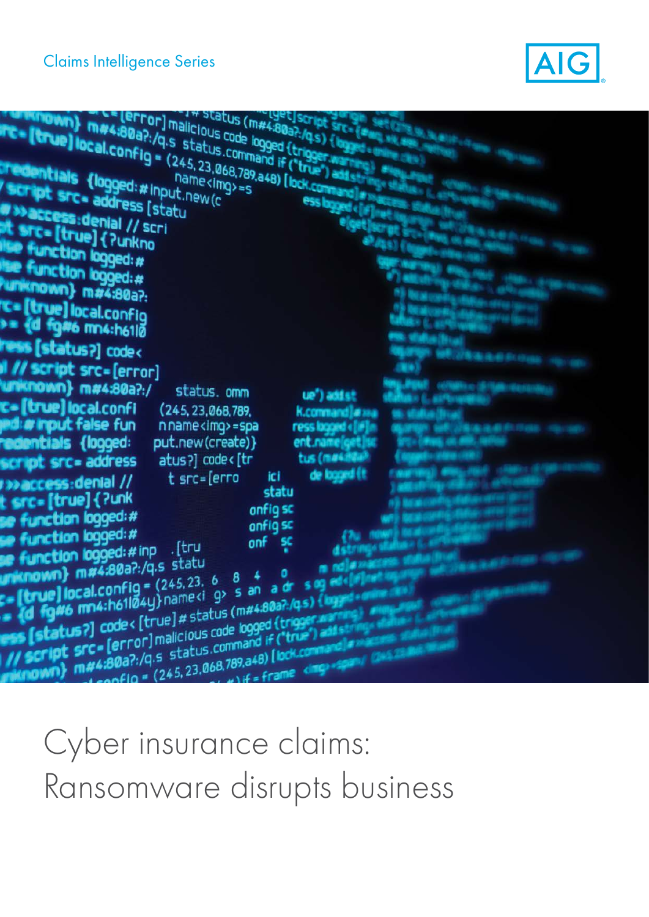Claims Intelligence Series

AIG

# Cyber insurance claims: Ransomware disrupts business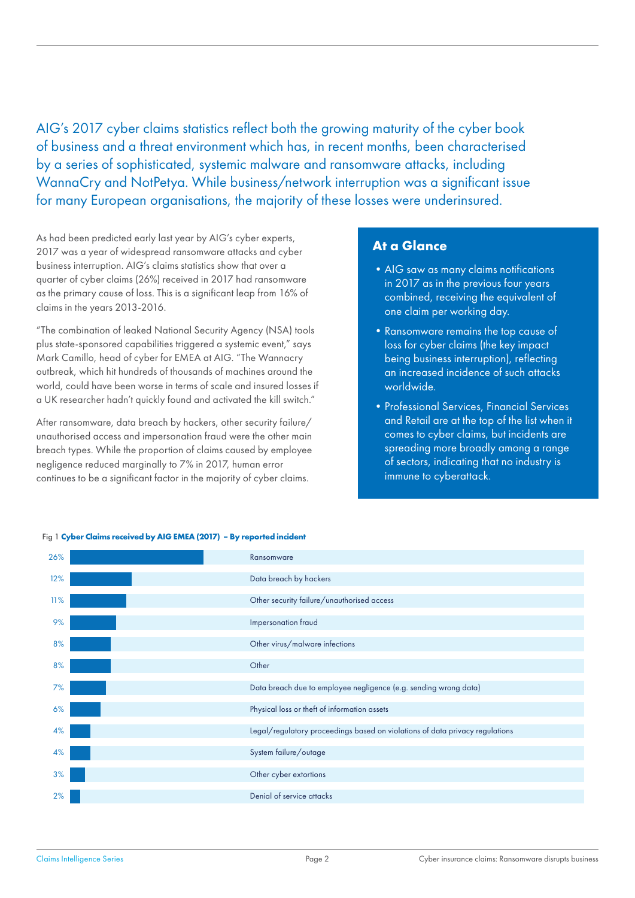AIG's 2017 cyber claims statistics reflect both the growing maturity of the cyber book of business and a threat environment which has, in recent months, been characterised by a series of sophisticated, systemic malware and ransomware attacks, including WannaCry and NotPetya. While business/network interruption was a significant issue for many European organisations, the majority of these losses were underinsured.

As had been predicted early last year by AIG's cyber experts, 2017 was a year of widespread ransomware attacks and cyber business interruption. AIG's claims statistics show that over a quarter of cyber claims (26%) received in 2017 had ransomware as the primary cause of loss. This is a significant leap from 16% of claims in the years 2013-2016.

"The combination of leaked National Security Agency (NSA) tools plus state-sponsored capabilities triggered a systemic event," says Mark Camillo, head of cyber for EMEA at AIG. "The Wannacry outbreak, which hit hundreds of thousands of machines around the world, could have been worse in terms of scale and insured losses if a UK researcher hadn't quickly found and activated the kill switch."

After ransomware, data breach by hackers, other security failure/unauthorised access and impersonation fraud were the other main breach types. While the proportion of claims caused by employee negligence reduced marginally to 7% in 2017, human error continues to be a significant factor in the majority of cyber claims.

## At a Glance

- AIG saw as many claims notifications in 2017 as in the previous four years combined, receiving the equivalent of one claim per working day.
- Ransomware remains the top cause of loss for cyber claims (the key impact being business interruption), reflecting an increased incidence of such attacks worldwide.
- Professional Services, Financial Services and Retail are at the top of the list when it comes to cyber claims, but incidents are spreading more broadly among a range of sectors, indicating that no industry is immune to cyberattack.

Fig 1 **Cyber Claims received by AIG EMEA (2017) – By reported incident**

| % | Incident |
|---|---|
| 26% | Ransomware |
| 12% | Data breach by hackers |
| 11% | Other security failure/unauthorised access |
| 9% | Impersonation fraud |
| 8% | Other virus/malware infections |
| 8% | Other |
| 7% | Data breach due to employee negligence (e.g. sending wrong data) |
| 6% | Physical loss or theft of information assets |
| 4% | Legal/regulatory proceedings based on violations of data privacy regulations |
| 4% | System failure/outage |
| 3% | Other cyber extortions |
| 2% | Denial of service attacks |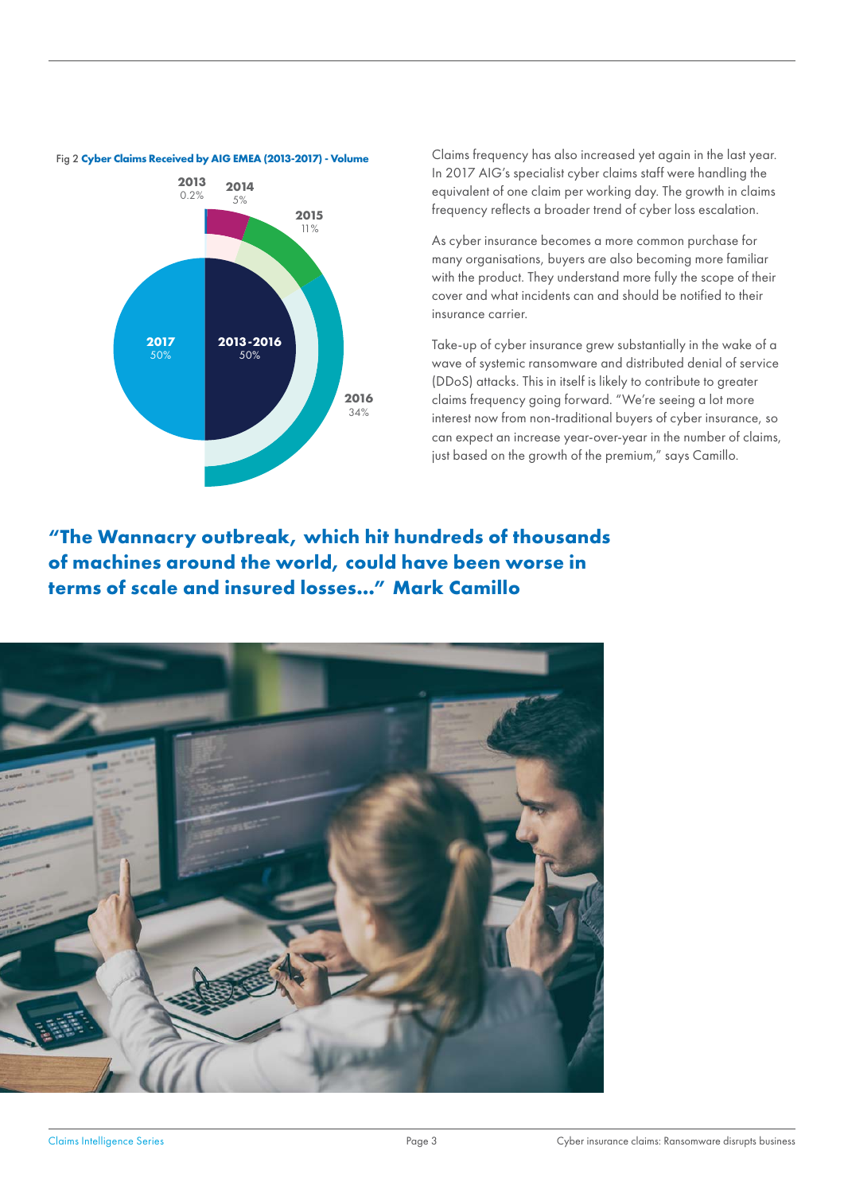Fig 2 **Cyber Claims Received by AIG EMEA (2013-2017) - Volume**

**2013** 0.2%
**2014** 5%
**2015** 11%
**2016** 34%
**2013-2016** 50%
**2017** 50%

Claims frequency has also increased yet again in the last year. In 2017 AIG's specialist cyber claims staff were handling the equivalent of one claim per working day. The growth in claims frequency reflects a broader trend of cyber loss escalation.

As cyber insurance becomes a more common purchase for many organisations, buyers are also becoming more familiar with the product. They understand more fully the scope of their cover and what incidents can and should be notified to their insurance carrier.

Take-up of cyber insurance grew substantially in the wake of a wave of systemic ransomware and distributed denial of service (DDoS) attacks. This in itself is likely to contribute to greater claims frequency going forward. "We're seeing a lot more interest now from non-traditional buyers of cyber insurance, so can expect an increase year-over-year in the number of claims, just based on the growth of the premium," says Camillo.

**"The Wannacry outbreak, which hit hundreds of thousands of machines around the world, could have been worse in terms of scale and insured losses..." Mark Camillo**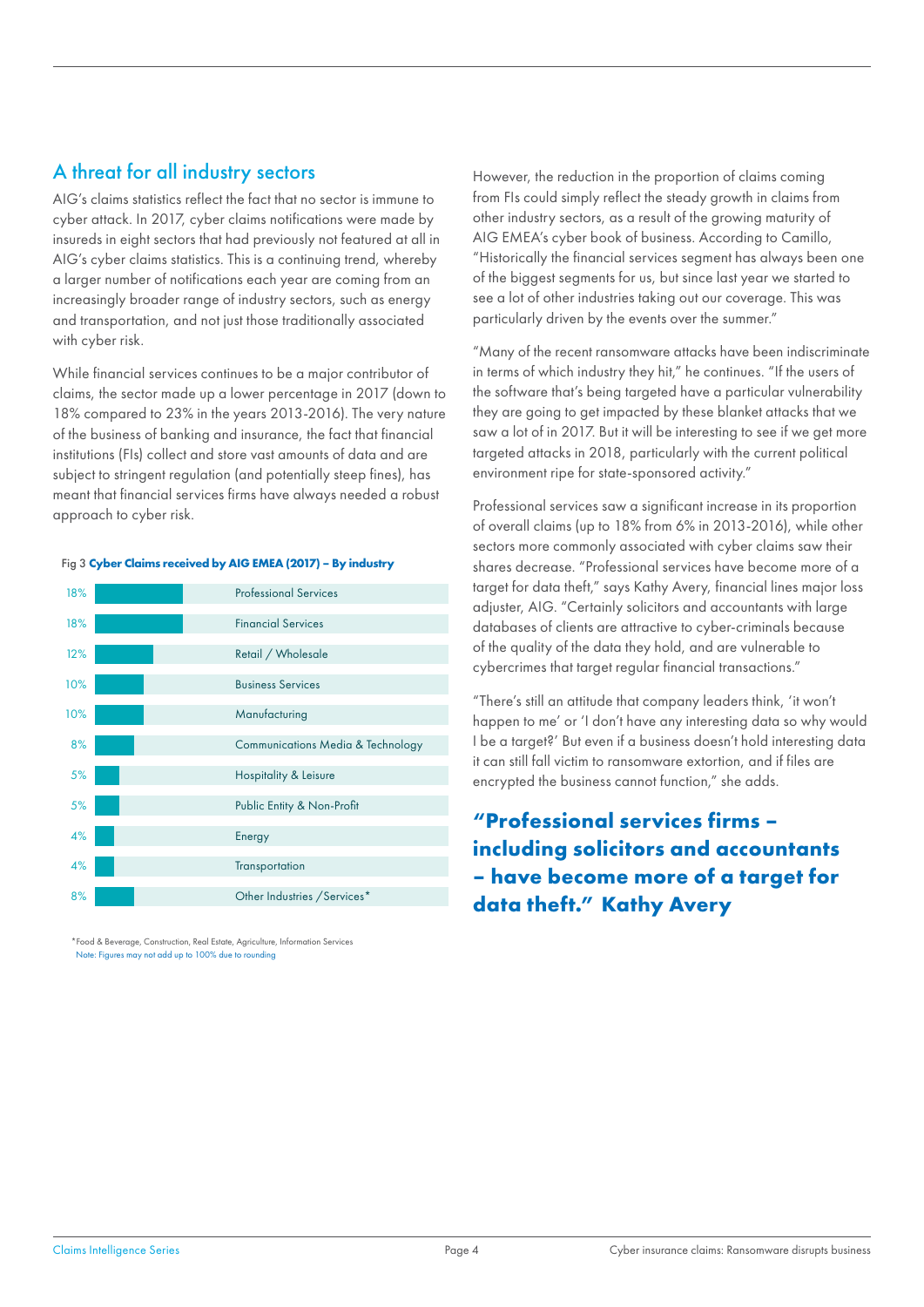## A threat for all industry sectors

AIG's claims statistics reflect the fact that no sector is immune to cyber attack. In 2017, cyber claims notifications were made by insureds in eight sectors that had previously not featured at all in AIG's cyber claims statistics. This is a continuing trend, whereby a larger number of notifications each year are coming from an increasingly broader range of industry sectors, such as energy and transportation, and not just those traditionally associated with cyber risk.

While financial services continues to be a major contributor of claims, the sector made up a lower percentage in 2017 (down to 18% compared to 23% in the years 2013-2016). The very nature of the business of banking and insurance, the fact that financial institutions (FIs) collect and store vast amounts of data and are subject to stringent regulation (and potentially steep fines), has meant that financial services firms have always needed a robust approach to cyber risk.

Fig 3 **Cyber Claims received by AIG EMEA (2017) – By industry**

| Share | Industry |
|---|---|
| 18% | Professional Services |
| 18% | Financial Services |
| 12% | Retail / Wholesale |
| 10% | Business Services |
| 10% | Manufacturing |
| 8% | Communications Media & Technology |
| 5% | Hospitality & Leisure |
| 5% | Public Entity & Non-Profit |
| 4% | Energy |
| 4% | Transportation |
| 8% | Other Industries /Services* |

*Food & Beverage, Construction, Real Estate, Agriculture, Information Services
Note: Figures may not add up to 100% due to rounding

However, the reduction in the proportion of claims coming from FIs could simply reflect the steady growth in claims from other industry sectors, as a result of the growing maturity of AIG EMEA's cyber book of business. According to Camillo, "Historically the financial services segment has always been one of the biggest segments for us, but since last year we started to see a lot of other industries taking out our coverage. This was particularly driven by the events over the summer."

"Many of the recent ransomware attacks have been indiscriminate in terms of which industry they hit," he continues. "If the users of the software that's being targeted have a particular vulnerability they are going to get impacted by these blanket attacks that we saw a lot of in 2017. But it will be interesting to see if we get more targeted attacks in 2018, particularly with the current political environment ripe for state-sponsored activity."

Professional services saw a significant increase in its proportion of overall claims (up to 18% from 6% in 2013-2016), while other sectors more commonly associated with cyber claims saw their shares decrease. "Professional services have become more of a target for data theft," says Kathy Avery, financial lines major loss adjuster, AIG. "Certainly solicitors and accountants with large databases of clients are attractive to cyber-criminals because of the quality of the data they hold, and are vulnerable to cybercrimes that target regular financial transactions."

"There's still an attitude that company leaders think, 'it won't happen to me' or 'I don't have any interesting data so why would I be a target?' But even if a business doesn't hold interesting data it can still fall victim to ransomware extortion, and if files are encrypted the business cannot function," she adds.

> **"Professional services firms – including solicitors and accountants – have become more of a target for data theft." Kathy Avery**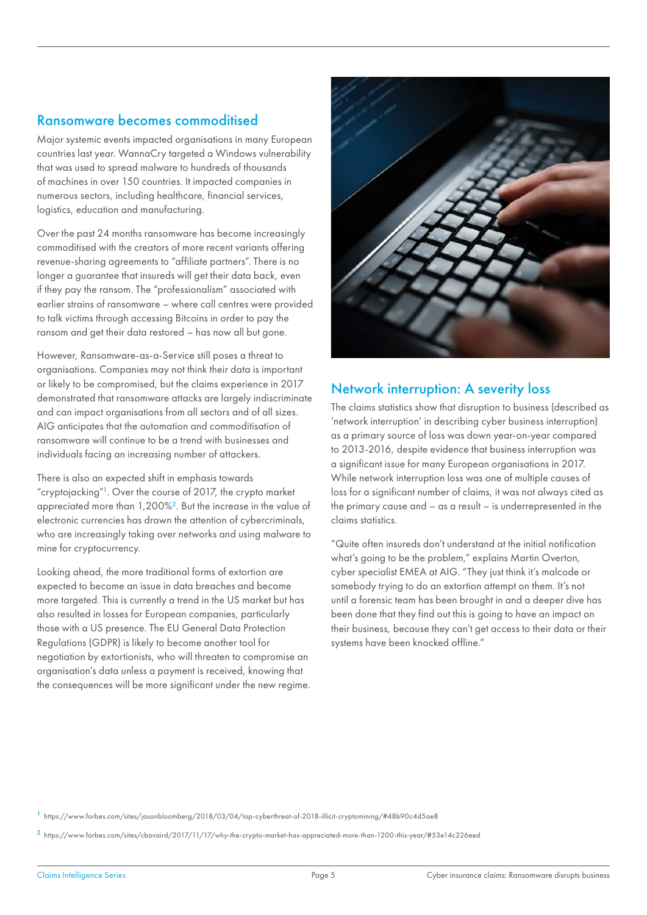## Ransomware becomes commoditised

Major systemic events impacted organisations in many European countries last year. WannaCry targeted a Windows vulnerability that was used to spread malware to hundreds of thousands of machines in over 150 countries. It impacted companies in numerous sectors, including healthcare, financial services, logistics, education and manufacturing.

Over the past 24 months ransomware has become increasingly commoditised with the creators of more recent variants offering revenue-sharing agreements to "affiliate partners". There is no longer a guarantee that insureds will get their data back, even if they pay the ransom. The "professionalism" associated with earlier strains of ransomware – where call centres were provided to talk victims through accessing Bitcoins in order to pay the ransom and get their data restored – has now all but gone.

However, Ransomware-as-a-Service still poses a threat to organisations. Companies may not think their data is important or likely to be compromised, but the claims experience in 2017 demonstrated that ransomware attacks are largely indiscriminate and can impact organisations from all sectors and of all sizes. AIG anticipates that the automation and commoditisation of ransomware will continue to be a trend with businesses and individuals facing an increasing number of attackers.

There is also an expected shift in emphasis towards "cryptojacking"[1]. Over the course of 2017, the crypto market appreciated more than 1,200%[2]. But the increase in the value of electronic currencies has drawn the attention of cybercriminals, who are increasingly taking over networks and using malware to mine for cryptocurrency.

Looking ahead, the more traditional forms of extortion are expected to become an issue in data breaches and become more targeted. This is currently a trend in the US market but has also resulted in losses for European companies, particularly those with a US presence. The EU General Data Protection Regulations (GDPR) is likely to become another tool for negotiation by extortionists, who will threaten to compromise an organisation's data unless a payment is received, knowing that the consequences will be more significant under the new regime.

## Network interruption: A severity loss

The claims statistics show that disruption to business (described as 'network interruption' in describing cyber business interruption) as a primary source of loss was down year-on-year compared to 2013-2016, despite evidence that business interruption was a significant issue for many European organisations in 2017. While network interruption loss was one of multiple causes of loss for a significant number of claims, it was not always cited as the primary cause and – as a result – is underrepresented in the claims statistics.

"Quite often insureds don't understand at the initial notification what's going to be the problem," explains Martin Overton, cyber specialist EMEA at AIG. "They just think it's malcode or somebody trying to do an extortion attempt on them. It's not until a forensic team has been brought in and a deeper dive has been done that they find out this is going to have an impact on their business, because they can't get access to their data or their systems have been knocked offline."

---

[1] https://www.forbes.com/sites/jasonbloomberg/2018/03/04/top-cyberthreat-of-2018-illicit-cryptomining/#48b90c4d5ae8

[2] https://www.forbes.com/sites/cbovaird/2017/11/17/why-the-crypto-market-has-appreciated-more-than-1200-this-year/#53e14c226eed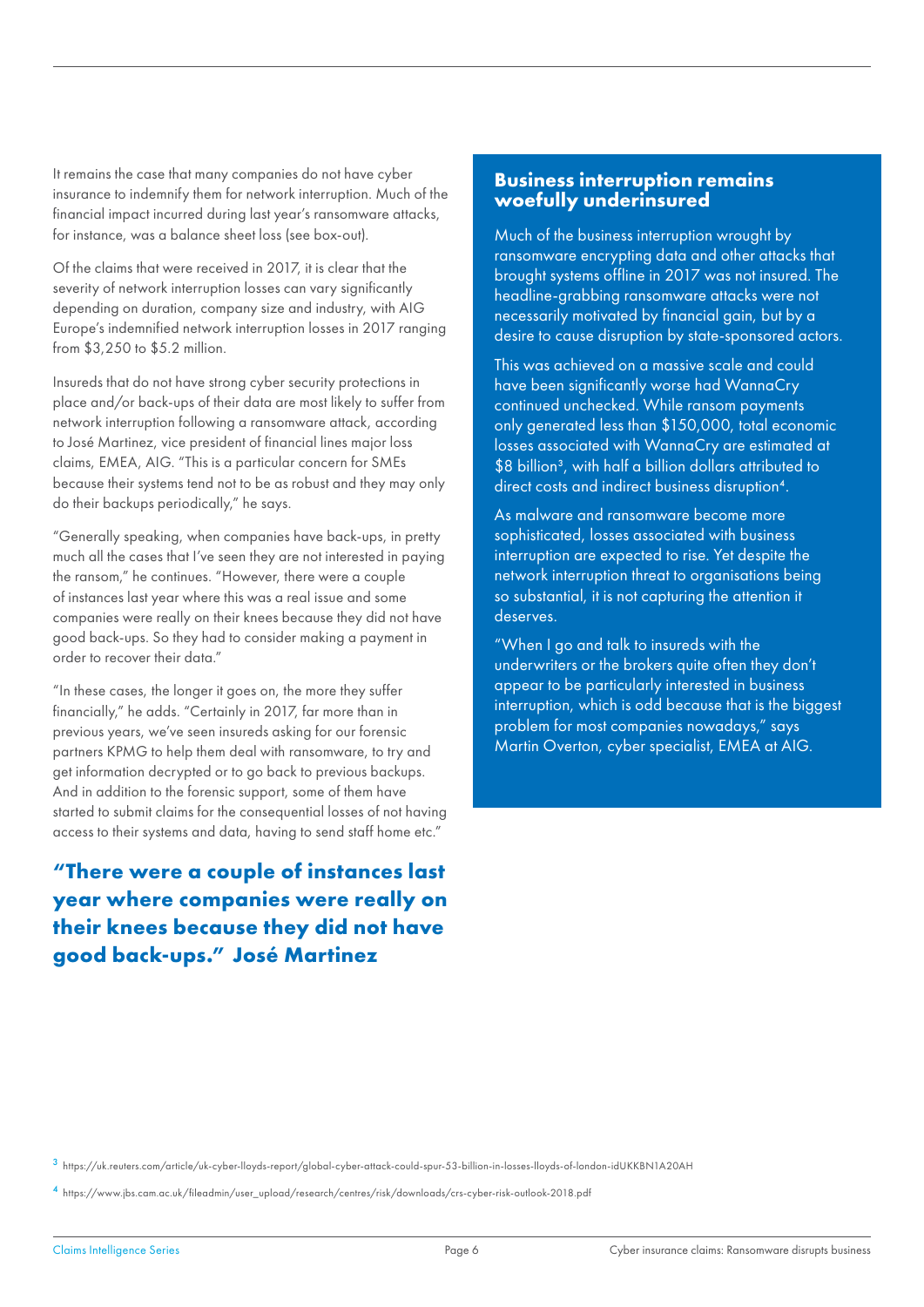It remains the case that many companies do not have cyber insurance to indemnify them for network interruption. Much of the financial impact incurred during last year's ransomware attacks, for instance, was a balance sheet loss (see box-out).

Of the claims that were received in 2017, it is clear that the severity of network interruption losses can vary significantly depending on duration, company size and industry, with AIG Europe's indemnified network interruption losses in 2017 ranging from $3,250 to $5.2 million.

Insureds that do not have strong cyber security protections in place and/or back-ups of their data are most likely to suffer from network interruption following a ransomware attack, according to José Martinez, vice president of financial lines major loss claims, EMEA, AIG. "This is a particular concern for SMEs because their systems tend not to be as robust and they may only do their backups periodically," he says.

"Generally speaking, when companies have back-ups, in pretty much all the cases that I've seen they are not interested in paying the ransom," he continues. "However, there were a couple of instances last year where this was a real issue and some companies were really on their knees because they did not have good back-ups. So they had to consider making a payment in order to recover their data."

"In these cases, the longer it goes on, the more they suffer financially," he adds. "Certainly in 2017, far more than in previous years, we've seen insureds asking for our forensic partners KPMG to help them deal with ransomware, to try and get information decrypted or to go back to previous backups. And in addition to the forensic support, some of them have started to submit claims for the consequential losses of not having access to their systems and data, having to send staff home etc."

**"There were a couple of instances last year where companies were really on their knees because they did not have good back-ups." José Martinez**

## Business interruption remains woefully underinsured

Much of the business interruption wrought by ransomware encrypting data and other attacks that brought systems offline in 2017 was not insured. The headline-grabbing ransomware attacks were not necessarily motivated by financial gain, but by a desire to cause disruption by state-sponsored actors.

This was achieved on a massive scale and could have been significantly worse had WannaCry continued unchecked. While ransom payments only generated less than $150,000, total economic losses associated with WannaCry are estimated at $8 billion[3], with half a billion dollars attributed to direct costs and indirect business disruption[4].

As malware and ransomware become more sophisticated, losses associated with business interruption are expected to rise. Yet despite the network interruption threat to organisations being so substantial, it is not capturing the attention it deserves.

"When I go and talk to insureds with the underwriters or the brokers quite often they don't appear to be particularly interested in business interruption, which is odd because that is the biggest problem for most companies nowadays," says Martin Overton, cyber specialist, EMEA at AIG.

[3] https://uk.reuters.com/article/uk-cyber-lloyds-report/global-cyber-attack-could-spur-53-billion-in-losses-lloyds-of-london-idUKKBN1A20AH

[4] https://www.jbs.cam.ac.uk/fileadmin/user_upload/research/centres/risk/downloads/crs-cyber-risk-outlook-2018.pdf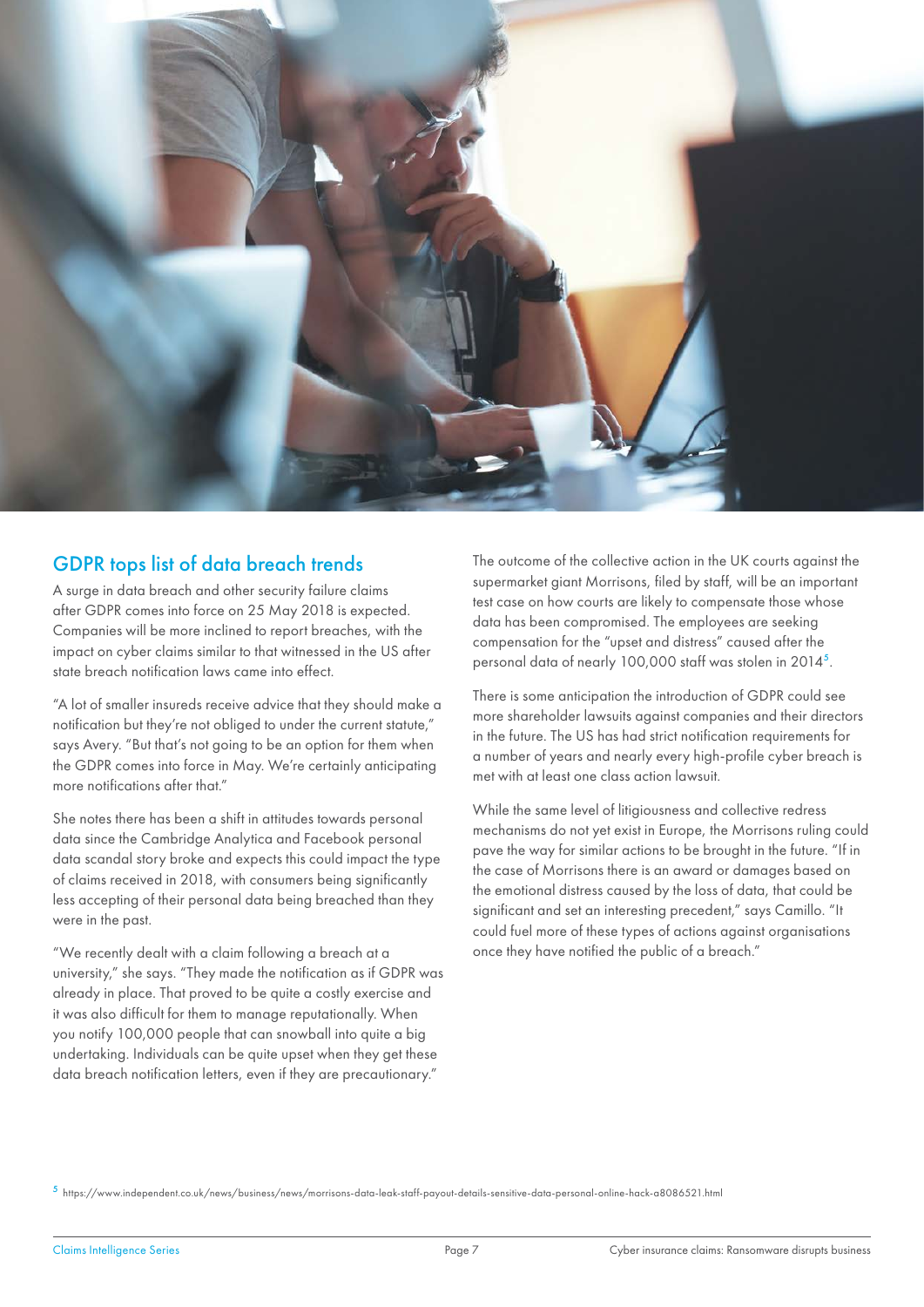## GDPR tops list of data breach trends

A surge in data breach and other security failure claims after GDPR comes into force on 25 May 2018 is expected. Companies will be more inclined to report breaches, with the impact on cyber claims similar to that witnessed in the US after state breach notification laws came into effect.

"A lot of smaller insureds receive advice that they should make a notification but they're not obliged to under the current statute," says Avery. "But that's not going to be an option for them when the GDPR comes into force in May. We're certainly anticipating more notifications after that."

She notes there has been a shift in attitudes towards personal data since the Cambridge Analytica and Facebook personal data scandal story broke and expects this could impact the type of claims received in 2018, with consumers being significantly less accepting of their personal data being breached than they were in the past.

"We recently dealt with a claim following a breach at a university," she says. "They made the notification as if GDPR was already in place. That proved to be quite a costly exercise and it was also difficult for them to manage reputationally. When you notify 100,000 people that can snowball into quite a big undertaking. Individuals can be quite upset when they get these data breach notification letters, even if they are precautionary."

The outcome of the collective action in the UK courts against the supermarket giant Morrisons, filed by staff, will be an important test case on how courts are likely to compensate those whose data has been compromised. The employees are seeking compensation for the "upset and distress" caused after the personal data of nearly 100,000 staff was stolen in 2014[5].

There is some anticipation the introduction of GDPR could see more shareholder lawsuits against companies and their directors in the future. The US has had strict notification requirements for a number of years and nearly every high-profile cyber breach is met with at least one class action lawsuit.

While the same level of litigiousness and collective redress mechanisms do not yet exist in Europe, the Morrisons ruling could pave the way for similar actions to be brought in the future. "If in the case of Morrisons there is an award or damages based on the emotional distress caused by the loss of data, that could be significant and set an interesting precedent," says Camillo. "It could fuel more of these types of actions against organisations once they have notified the public of a breach."

[5] https://www.independent.co.uk/news/business/news/morrisons-data-leak-staff-payout-details-sensitive-data-personal-online-hack-a8086521.html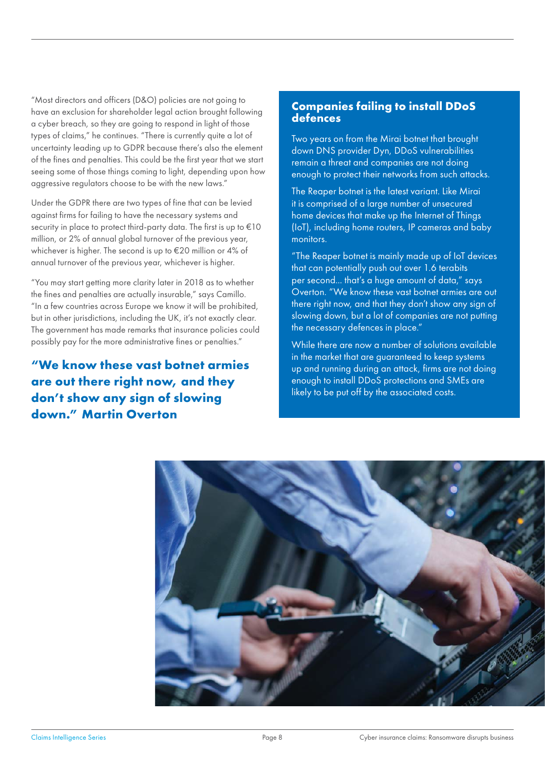"Most directors and officers (D&O) policies are not going to have an exclusion for shareholder legal action brought following a cyber breach, so they are going to respond in light of those types of claims," he continues. "There is currently quite a lot of uncertainty leading up to GDPR because there's also the element of the fines and penalties. This could be the first year that we start seeing some of those things coming to light, depending upon how aggressive regulators choose to be with the new laws."

Under the GDPR there are two types of fine that can be levied against firms for failing to have the necessary systems and security in place to protect third-party data. The first is up to €10 million, or 2% of annual global turnover of the previous year, whichever is higher. The second is up to €20 million or 4% of annual turnover of the previous year, whichever is higher.

"You may start getting more clarity later in 2018 as to whether the fines and penalties are actually insurable," says Camillo. "In a few countries across Europe we know it will be prohibited, but in other jurisdictions, including the UK, it's not exactly clear. The government has made remarks that insurance policies could possibly pay for the more administrative fines or penalties."

**"We know these vast botnet armies are out there right now, and they don't show any sign of slowing down." Martin Overton**

## Companies failing to install DDoS defences

Two years on from the Mirai botnet that brought down DNS provider Dyn, DDoS vulnerabilities remain a threat and companies are not doing enough to protect their networks from such attacks.

The Reaper botnet is the latest variant. Like Mirai it is comprised of a large number of unsecured home devices that make up the Internet of Things (IoT), including home routers, IP cameras and baby monitors.

"The Reaper botnet is mainly made up of IoT devices that can potentially push out over 1.6 terabits per second... that's a huge amount of data," says Overton. "We know these vast botnet armies are out there right now, and that they don't show any sign of slowing down, but a lot of companies are not putting the necessary defences in place."

While there are now a number of solutions available in the market that are guaranteed to keep systems up and running during an attack, firms are not doing enough to install DDoS protections and SMEs are likely to be put off by the associated costs.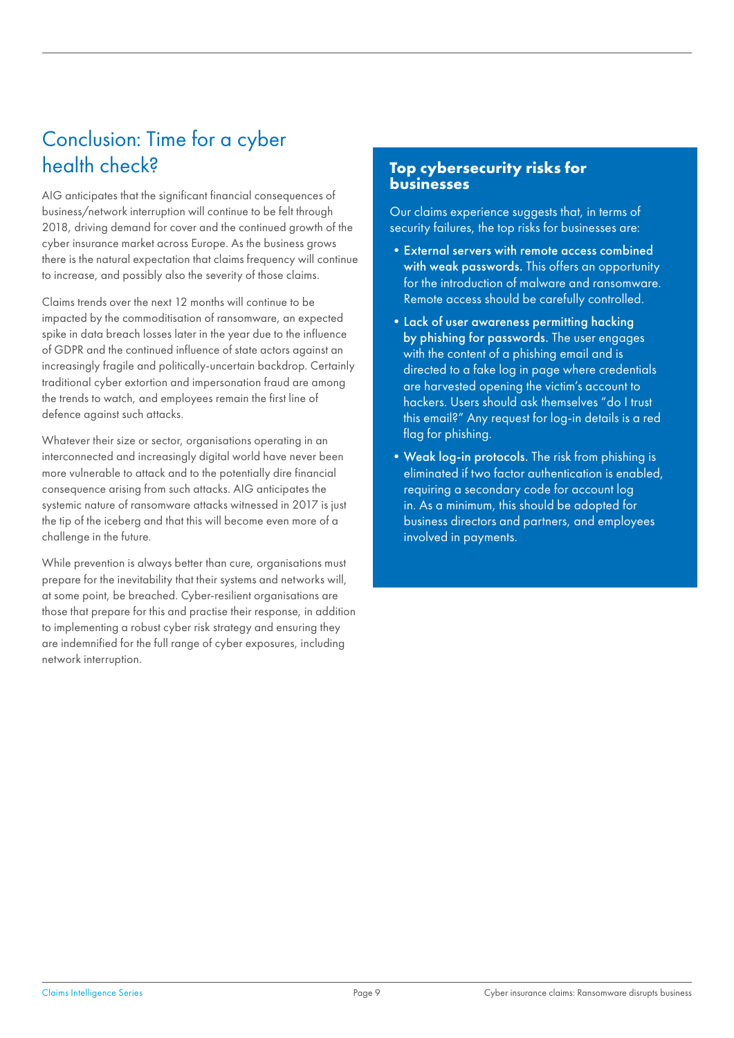## Conclusion: Time for a cyber health check?

AIG anticipates that the significant financial consequences of business/network interruption will continue to be felt through 2018, driving demand for cover and the continued growth of the cyber insurance market across Europe. As the business grows there is the natural expectation that claims frequency will continue to increase, and possibly also the severity of those claims.

Claims trends over the next 12 months will continue to be impacted by the commoditisation of ransomware, an expected spike in data breach losses later in the year due to the influence of GDPR and the continued influence of state actors against an increasingly fragile and politically-uncertain backdrop. Certainly traditional cyber extortion and impersonation fraud are among the trends to watch, and employees remain the first line of defence against such attacks.

Whatever their size or sector, organisations operating in an interconnected and increasingly digital world have never been more vulnerable to attack and to the potentially dire financial consequence arising from such attacks. AIG anticipates the systemic nature of ransomware attacks witnessed in 2017 is just the tip of the iceberg and that this will become even more of a challenge in the future.

While prevention is always better than cure, organisations must prepare for the inevitability that their systems and networks will, at some point, be breached. Cyber-resilient organisations are those that prepare for this and practise their response, in addition to implementing a robust cyber risk strategy and ensuring they are indemnified for the full range of cyber exposures, including network interruption.

### Top cybersecurity risks for businesses

Our claims experience suggests that, in terms of security failures, the top risks for businesses are:

- **External servers with remote access combined with weak passwords.** This offers an opportunity for the introduction of malware and ransomware. Remote access should be carefully controlled.
- **Lack of user awareness permitting hacking by phishing for passwords.** The user engages with the content of a phishing email and is directed to a fake log in page where credentials are harvested opening the victim's account to hackers. Users should ask themselves "do I trust this email?" Any request for log-in details is a red flag for phishing.
- **Weak log-in protocols.** The risk from phishing is eliminated if two factor authentication is enabled, requiring a secondary code for account log in. As a minimum, this should be adopted for business directors and partners, and employees involved in payments.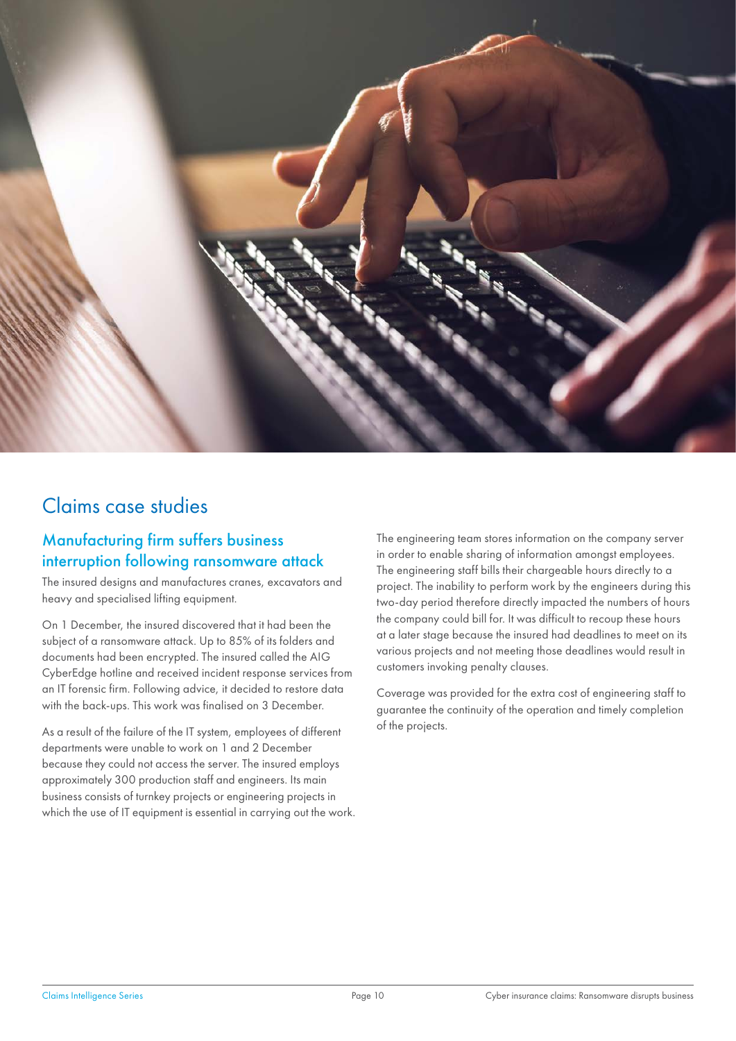# Claims case studies

## Manufacturing firm suffers business interruption following ransomware attack

The insured designs and manufactures cranes, excavators and heavy and specialised lifting equipment.

On 1 December, the insured discovered that it had been the subject of a ransomware attack. Up to 85% of its folders and documents had been encrypted. The insured called the AIG CyberEdge hotline and received incident response services from an IT forensic firm. Following advice, it decided to restore data with the back-ups. This work was finalised on 3 December.

As a result of the failure of the IT system, employees of different departments were unable to work on 1 and 2 December because they could not access the server. The insured employs approximately 300 production staff and engineers. Its main business consists of turnkey projects or engineering projects in which the use of IT equipment is essential in carrying out the work.

The engineering team stores information on the company server in order to enable sharing of information amongst employees. The engineering staff bills their chargeable hours directly to a project. The inability to perform work by the engineers during this two-day period therefore directly impacted the numbers of hours the company could bill for. It was difficult to recoup these hours at a later stage because the insured had deadlines to meet on its various projects and not meeting those deadlines would result in customers invoking penalty clauses.

Coverage was provided for the extra cost of engineering staff to guarantee the continuity of the operation and timely completion of the projects.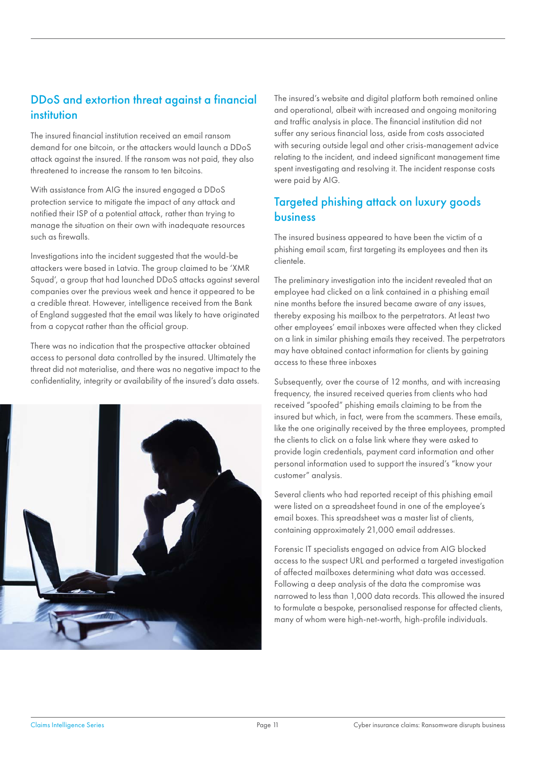## DDoS and extortion threat against a financial institution

The insured financial institution received an email ransom demand for one bitcoin, or the attackers would launch a DDoS attack against the insured. If the ransom was not paid, they also threatened to increase the ransom to ten bitcoins.

With assistance from AIG the insured engaged a DDoS protection service to mitigate the impact of any attack and notified their ISP of a potential attack, rather than trying to manage the situation on their own with inadequate resources such as firewalls.

Investigations into the incident suggested that the would-be attackers were based in Latvia. The group claimed to be 'XMR Squad', a group that had launched DDoS attacks against several companies over the previous week and hence it appeared to be a credible threat. However, intelligence received from the Bank of England suggested that the email was likely to have originated from a copycat rather than the official group.

There was no indication that the prospective attacker obtained access to personal data controlled by the insured. Ultimately the threat did not materialise, and there was no negative impact to the confidentiality, integrity or availability of the insured's data assets.

The insured's website and digital platform both remained online and operational, albeit with increased and ongoing monitoring and traffic analysis in place. The financial institution did not suffer any serious financial loss, aside from costs associated with securing outside legal and other crisis-management advice relating to the incident, and indeed significant management time spent investigating and resolving it. The incident response costs were paid by AIG.

## Targeted phishing attack on luxury goods business

The insured business appeared to have been the victim of a phishing email scam, first targeting its employees and then its clientele.

The preliminary investigation into the incident revealed that an employee had clicked on a link contained in a phishing email nine months before the insured became aware of any issues, thereby exposing his mailbox to the perpetrators. At least two other employees' email inboxes were affected when they clicked on a link in similar phishing emails they received. The perpetrators may have obtained contact information for clients by gaining access to these three inboxes

Subsequently, over the course of 12 months, and with increasing frequency, the insured received queries from clients who had received "spoofed" phishing emails claiming to be from the insured but which, in fact, were from the scammers. These emails, like the one originally received by the three employees, prompted the clients to click on a false link where they were asked to provide login credentials, payment card information and other personal information used to support the insured's "know your customer" analysis.

Several clients who had reported receipt of this phishing email were listed on a spreadsheet found in one of the employee's email boxes. This spreadsheet was a master list of clients, containing approximately 21,000 email addresses.

Forensic IT specialists engaged on advice from AIG blocked access to the suspect URL and performed a targeted investigation of affected mailboxes determining what data was accessed. Following a deep analysis of the data the compromise was narrowed to less than 1,000 data records. This allowed the insured to formulate a bespoke, personalised response for affected clients, many of whom were high-net-worth, high-profile individuals.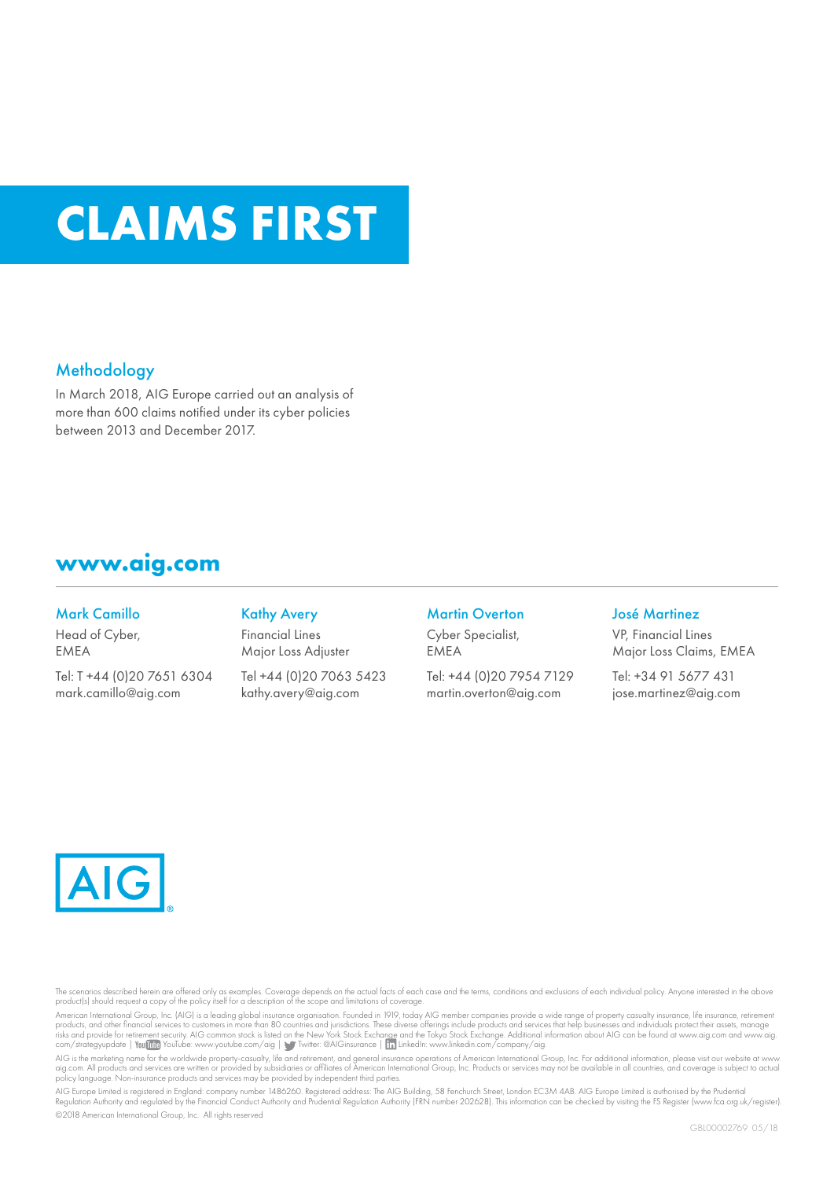# CLAIMS FIRST

## Methodology

In March 2018, AIG Europe carried out an analysis of more than 600 claims notified under its cyber policies between 2013 and December 2017.

**www.aig.com**

**Mark Camillo**
Head of Cyber,
EMEA

Tel: T +44 (0)20 7651 6304
mark.camillo@aig.com

**Kathy Avery**
Financial Lines
Major Loss Adjuster

Tel +44 (0)20 7063 5423
kathy.avery@aig.com

**Martin Overton**
Cyber Specialist,
EMEA

Tel: +44 (0)20 7954 7129
martin.overton@aig.com

**José Martinez**
VP, Financial Lines
Major Loss Claims, EMEA

Tel: +34 91 5677 431
jose.martinez@aig.com

AIG

The scenarios described herein are offered only as examples. Coverage depends on the actual facts of each case and the terms, conditions and exclusions of each individual policy. Anyone interested in the above product(s) should request a copy of the policy itself for a description of the scope and limitations of coverage.

American International Group, Inc. (AIG) is a leading global insurance organisation. Founded in 1919, today AIG member companies provide a wide range of property casualty insurance, life insurance, retirement products, and other financial services to customers in more than 80 countries and jurisdictions. These diverse offerings include products and services that help businesses and individuals protect their assets, manage risks and provide for retirement security. AIG common stock is listed on the New York Stock Exchange and the Tokyo Stock Exchange. Additional information about AIG can be found at www.aig.com and www.aig.com/strategyupdate | YouTube: www.youtube.com/aig | Twitter: @AIGinsurance | LinkedIn: www.linkedin.com/company/aig.

AIG is the marketing name for the worldwide property-casualty, life and retirement, and general insurance operations of American International Group, Inc. For additional information, please visit our website at www.aig.com. All products and services are written or provided by subsidiaries or affiliates of American International Group, Inc. Products or services may not be available in all countries, and coverage is subject to actual policy language. Non-insurance products and services may be provided by independent third parties.

AIG Europe Limited is registered in England: company number 1486260. Registered address: The AIG Building, 58 Fenchurch Street, London EC3M 4AB. AIG Europe Limited is authorised by the Prudential Regulation Authority and regulated by the Financial Conduct Authority and Prudential Regulation Authority (FRN number 202628). This information can be checked by visiting the FS Register (www.fca.org.uk/register).

©2018 American International Group, Inc. All rights reserved

GBL00002769 05/18